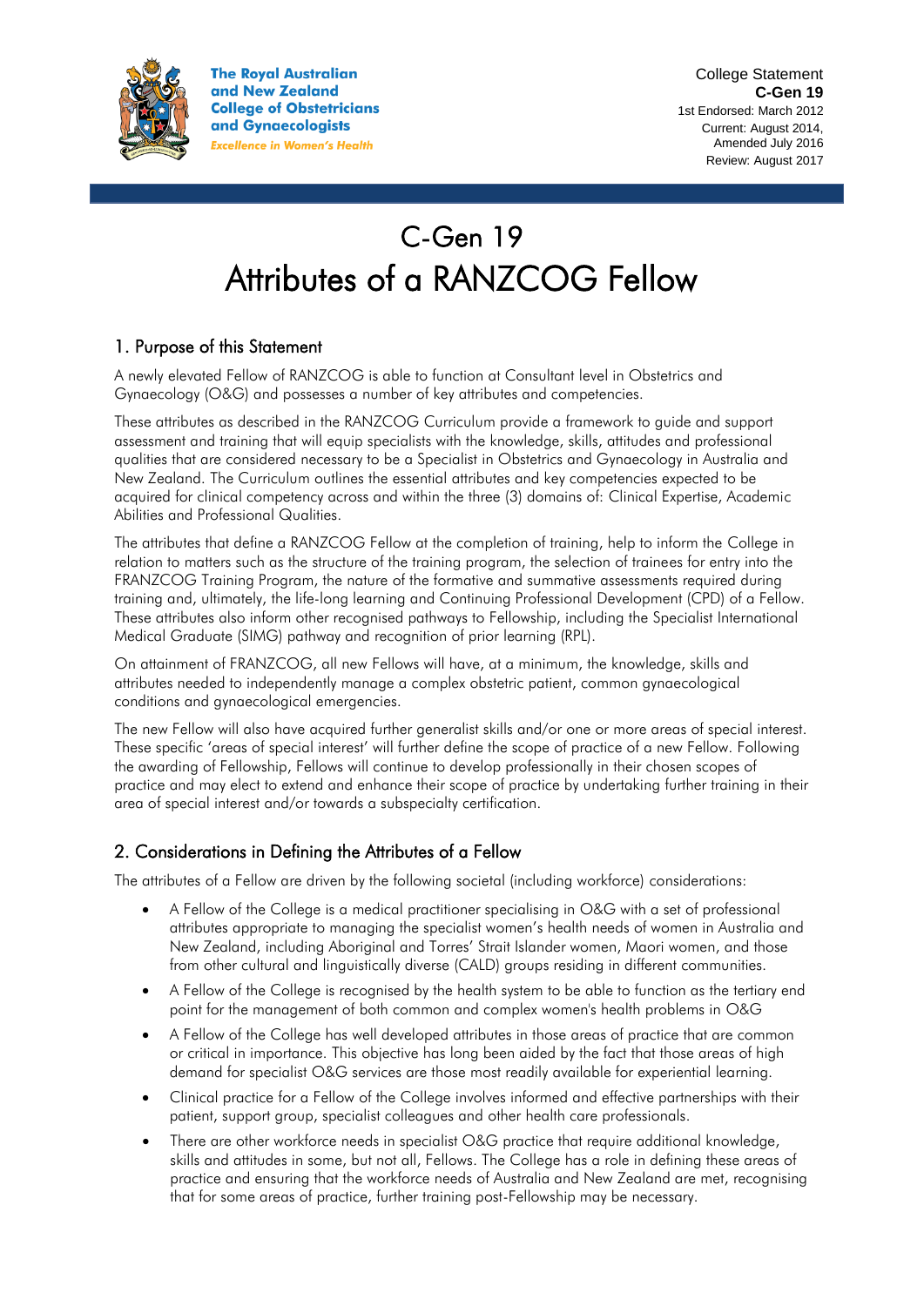The Royal Australian and New Zealand College of Obstetricians and Gynaecologists
*Excellence in Women's Health*

College Statement
**C-Gen 19**
1st Endorsed: March 2012
Current: August 2014,
Amended July 2016
Review: August 2017

# C-Gen 19
# Attributes of a RANZCOG Fellow

## 1. Purpose of this Statement

A newly elevated Fellow of RANZCOG is able to function at Consultant level in Obstetrics and Gynaecology (O&G) and possesses a number of key attributes and competencies.

These attributes as described in the RANZCOG Curriculum provide a framework to guide and support assessment and training that will equip specialists with the knowledge, skills, attitudes and professional qualities that are considered necessary to be a Specialist in Obstetrics and Gynaecology in Australia and New Zealand. The Curriculum outlines the essential attributes and key competencies expected to be acquired for clinical competency across and within the three (3) domains of: Clinical Expertise, Academic Abilities and Professional Qualities.

The attributes that define a RANZCOG Fellow at the completion of training, help to inform the College in relation to matters such as the structure of the training program, the selection of trainees for entry into the FRANZCOG Training Program, the nature of the formative and summative assessments required during training and, ultimately, the life-long learning and Continuing Professional Development (CPD) of a Fellow. These attributes also inform other recognised pathways to Fellowship, including the Specialist International Medical Graduate (SIMG) pathway and recognition of prior learning (RPL).

On attainment of FRANZCOG, all new Fellows will have, at a minimum, the knowledge, skills and attributes needed to independently manage a complex obstetric patient, common gynaecological conditions and gynaecological emergencies.

The new Fellow will also have acquired further generalist skills and/or one or more areas of special interest. These specific 'areas of special interest' will further define the scope of practice of a new Fellow. Following the awarding of Fellowship, Fellows will continue to develop professionally in their chosen scopes of practice and may elect to extend and enhance their scope of practice by undertaking further training in their area of special interest and/or towards a subspecialty certification.

## 2. Considerations in Defining the Attributes of a Fellow

The attributes of a Fellow are driven by the following societal (including workforce) considerations:

- A Fellow of the College is a medical practitioner specialising in O&G with a set of professional attributes appropriate to managing the specialist women's health needs of women in Australia and New Zealand, including Aboriginal and Torres' Strait Islander women, Maori women, and those from other cultural and linguistically diverse (CALD) groups residing in different communities.
- A Fellow of the College is recognised by the health system to be able to function as the tertiary end point for the management of both common and complex women's health problems in O&G
- A Fellow of the College has well developed attributes in those areas of practice that are common or critical in importance. This objective has long been aided by the fact that those areas of high demand for specialist O&G services are those most readily available for experiential learning.
- Clinical practice for a Fellow of the College involves informed and effective partnerships with their patient, support group, specialist colleagues and other health care professionals.
- There are other workforce needs in specialist O&G practice that require additional knowledge, skills and attitudes in some, but not all, Fellows. The College has a role in defining these areas of practice and ensuring that the workforce needs of Australia and New Zealand are met, recognising that for some areas of practice, further training post-Fellowship may be necessary.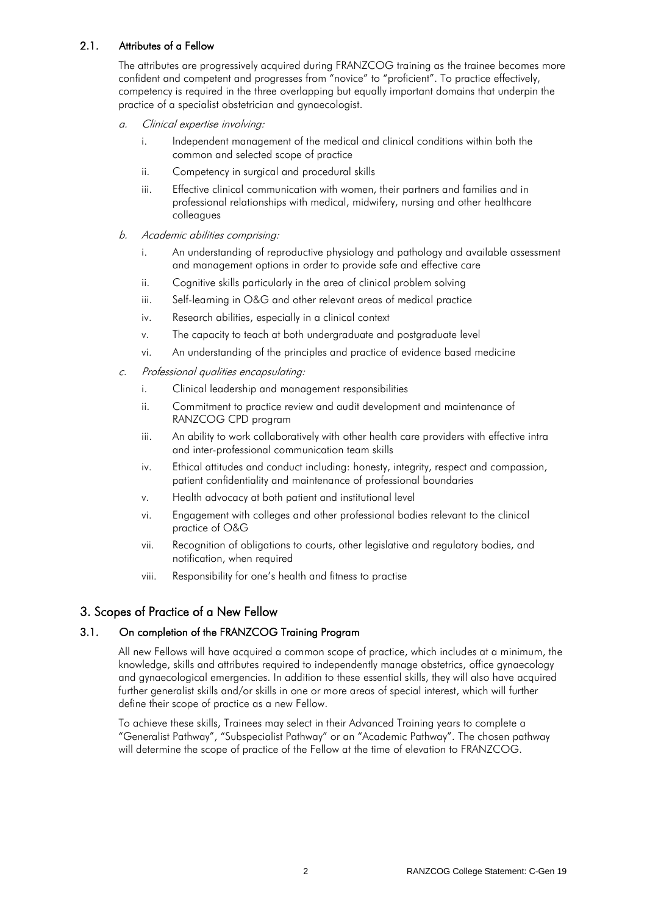### 2.1. Attributes of a Fellow

The attributes are progressively acquired during FRANZCOG training as the trainee becomes more confident and competent and progresses from "novice" to "proficient". To practice effectively, competency is required in the three overlapping but equally important domains that underpin the practice of a specialist obstetrician and gynaecologist.

a. *Clinical expertise involving:*

   i. Independent management of the medical and clinical conditions within both the common and selected scope of practice

   ii. Competency in surgical and procedural skills

   iii. Effective clinical communication with women, their partners and families and in professional relationships with medical, midwifery, nursing and other healthcare colleagues

b. *Academic abilities comprising:*

   i. An understanding of reproductive physiology and pathology and available assessment and management options in order to provide safe and effective care

   ii. Cognitive skills particularly in the area of clinical problem solving

   iii. Self-learning in O&G and other relevant areas of medical practice

   iv. Research abilities, especially in a clinical context

   v. The capacity to teach at both undergraduate and postgraduate level

   vi. An understanding of the principles and practice of evidence based medicine

c. *Professional qualities encapsulating:*

   i. Clinical leadership and management responsibilities

   ii. Commitment to practice review and audit development and maintenance of RANZCOG CPD program

   iii. An ability to work collaboratively with other health care providers with effective intra and inter-professional communication team skills

   iv. Ethical attitudes and conduct including: honesty, integrity, respect and compassion, patient confidentiality and maintenance of professional boundaries

   v. Health advocacy at both patient and institutional level

   vi. Engagement with colleges and other professional bodies relevant to the clinical practice of O&G

   vii. Recognition of obligations to courts, other legislative and regulatory bodies, and notification, when required

   viii. Responsibility for one's health and fitness to practise

## 3. Scopes of Practice of a New Fellow

### 3.1. On completion of the FRANZCOG Training Program

All new Fellows will have acquired a common scope of practice, which includes at a minimum, the knowledge, skills and attributes required to independently manage obstetrics, office gynaecology and gynaecological emergencies. In addition to these essential skills, they will also have acquired further generalist skills and/or skills in one or more areas of special interest, which will further define their scope of practice as a new Fellow.

To achieve these skills, Trainees may select in their Advanced Training years to complete a "Generalist Pathway", "Subspecialist Pathway" or an "Academic Pathway". The chosen pathway will determine the scope of practice of the Fellow at the time of elevation to FRANZCOG.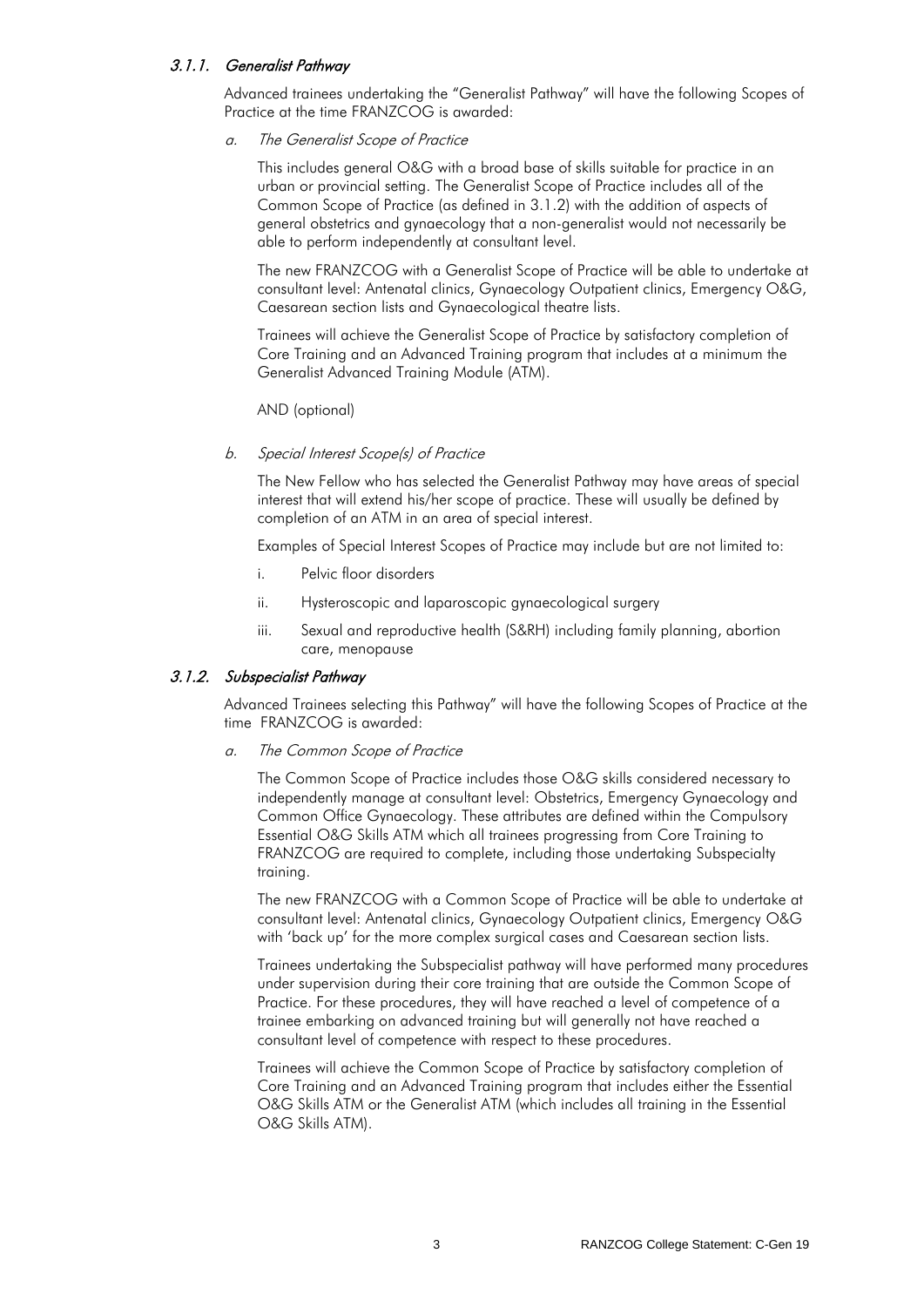#### *3.1.1. Generalist Pathway*

Advanced trainees undertaking the "Generalist Pathway" will have the following Scopes of Practice at the time FRANZCOG is awarded:

*a. The Generalist Scope of Practice*

This includes general O&G with a broad base of skills suitable for practice in an urban or provincial setting. The Generalist Scope of Practice includes all of the Common Scope of Practice (as defined in 3.1.2) with the addition of aspects of general obstetrics and gynaecology that a non-generalist would not necessarily be able to perform independently at consultant level.

The new FRANZCOG with a Generalist Scope of Practice will be able to undertake at consultant level: Antenatal clinics, Gynaecology Outpatient clinics, Emergency O&G, Caesarean section lists and Gynaecological theatre lists.

Trainees will achieve the Generalist Scope of Practice by satisfactory completion of Core Training and an Advanced Training program that includes at a minimum the Generalist Advanced Training Module (ATM).

AND (optional)

*b. Special Interest Scope(s) of Practice*

The New Fellow who has selected the Generalist Pathway may have areas of special interest that will extend his/her scope of practice. These will usually be defined by completion of an ATM in an area of special interest.

Examples of Special Interest Scopes of Practice may include but are not limited to:

i. Pelvic floor disorders

ii. Hysteroscopic and laparoscopic gynaecological surgery

iii. Sexual and reproductive health (S&RH) including family planning, abortion care, menopause

#### *3.1.2. Subspecialist Pathway*

Advanced Trainees selecting this Pathway" will have the following Scopes of Practice at the time FRANZCOG is awarded:

*a. The Common Scope of Practice*

The Common Scope of Practice includes those O&G skills considered necessary to independently manage at consultant level: Obstetrics, Emergency Gynaecology and Common Office Gynaecology. These attributes are defined within the Compulsory Essential O&G Skills ATM which all trainees progressing from Core Training to FRANZCOG are required to complete, including those undertaking Subspecialty training.

The new FRANZCOG with a Common Scope of Practice will be able to undertake at consultant level: Antenatal clinics, Gynaecology Outpatient clinics, Emergency O&G with 'back up' for the more complex surgical cases and Caesarean section lists.

Trainees undertaking the Subspecialist pathway will have performed many procedures under supervision during their core training that are outside the Common Scope of Practice. For these procedures, they will have reached a level of competence of a trainee embarking on advanced training but will generally not have reached a consultant level of competence with respect to these procedures.

Trainees will achieve the Common Scope of Practice by satisfactory completion of Core Training and an Advanced Training program that includes either the Essential O&G Skills ATM or the Generalist ATM (which includes all training in the Essential O&G Skills ATM).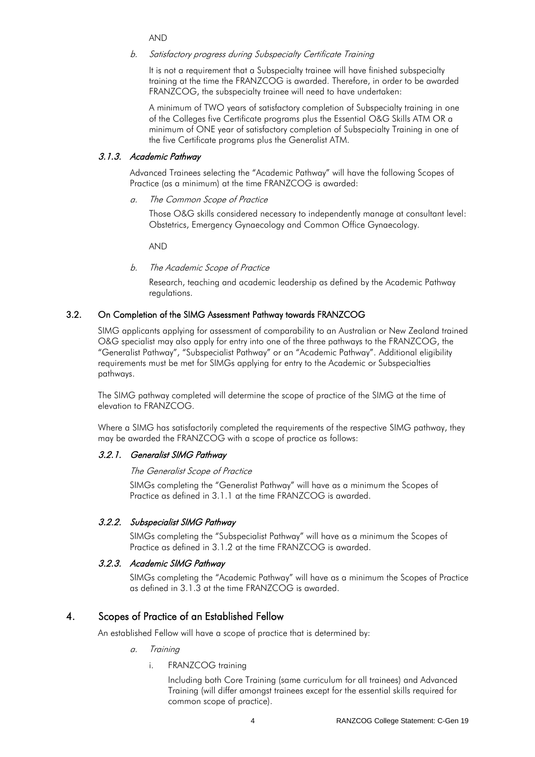AND

*b. Satisfactory progress during Subspecialty Certificate Training*

It is not a requirement that a Subspecialty trainee will have finished subspecialty training at the time the FRANZCOG is awarded. Therefore, in order to be awarded FRANZCOG, the subspecialty trainee will need to have undertaken:

A minimum of TWO years of satisfactory completion of Subspecialty training in one of the Colleges five Certificate programs plus the Essential O&G Skills ATM OR a minimum of ONE year of satisfactory completion of Subspecialty Training in one of the five Certificate programs plus the Generalist ATM.

#### *3.1.3. Academic Pathway*

Advanced Trainees selecting the "Academic Pathway" will have the following Scopes of Practice (as a minimum) at the time FRANZCOG is awarded:

*a. The Common Scope of Practice*

Those O&G skills considered necessary to independently manage at consultant level: Obstetrics, Emergency Gynaecology and Common Office Gynaecology.

AND

*b. The Academic Scope of Practice*

Research, teaching and academic leadership as defined by the Academic Pathway regulations.

### 3.2. On Completion of the SIMG Assessment Pathway towards FRANZCOG

SIMG applicants applying for assessment of comparability to an Australian or New Zealand trained O&G specialist may also apply for entry into one of the three pathways to the FRANZCOG, the "Generalist Pathway", "Subspecialist Pathway" or an "Academic Pathway". Additional eligibility requirements must be met for SIMGs applying for entry to the Academic or Subspecialties pathways.

The SIMG pathway completed will determine the scope of practice of the SIMG at the time of elevation to FRANZCOG.

Where a SIMG has satisfactorily completed the requirements of the respective SIMG pathway, they may be awarded the FRANZCOG with a scope of practice as follows:

#### *3.2.1. Generalist SIMG Pathway*

*The Generalist Scope of Practice*

SIMGs completing the "Generalist Pathway" will have as a minimum the Scopes of Practice as defined in 3.1.1 at the time FRANZCOG is awarded.

#### *3.2.2. Subspecialist SIMG Pathway*

SIMGs completing the "Subspecialist Pathway" will have as a minimum the Scopes of Practice as defined in 3.1.2 at the time FRANZCOG is awarded.

#### *3.2.3. Academic SIMG Pathway*

SIMGs completing the "Academic Pathway" will have as a minimum the Scopes of Practice as defined in 3.1.3 at the time FRANZCOG is awarded.

## 4. Scopes of Practice of an Established Fellow

An established Fellow will have a scope of practice that is determined by:

*a. Training*

i. FRANZCOG training

Including both Core Training (same curriculum for all trainees) and Advanced Training (will differ amongst trainees except for the essential skills required for common scope of practice).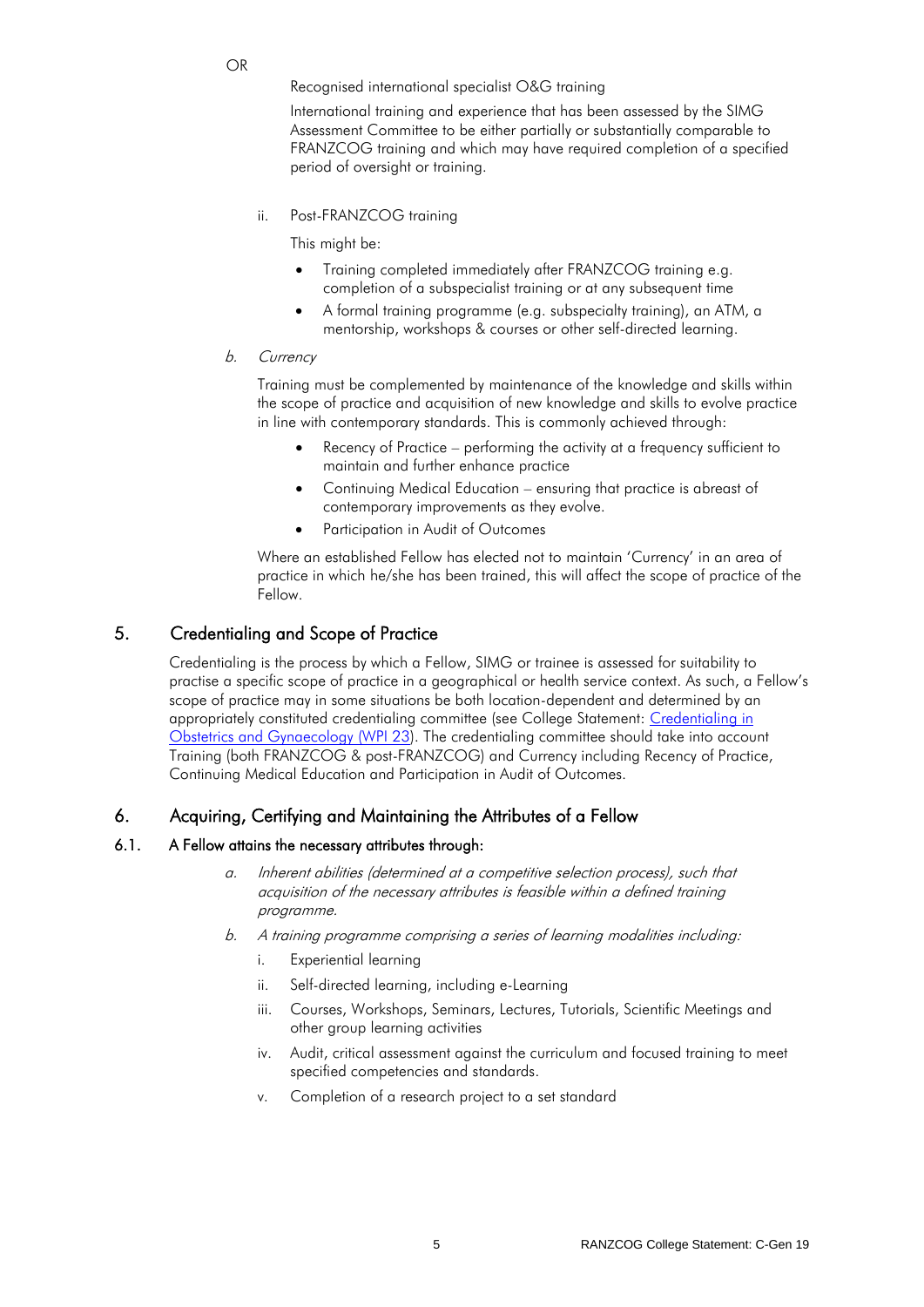OR

Recognised international specialist O&G training

International training and experience that has been assessed by the SIMG Assessment Committee to be either partially or substantially comparable to FRANZCOG training and which may have required completion of a specified period of oversight or training.

ii. Post-FRANZCOG training

This might be:

- Training completed immediately after FRANZCOG training e.g. completion of a subspecialist training or at any subsequent time
- A formal training programme (e.g. subspecialty training), an ATM, a mentorship, workshops & courses or other self-directed learning.

*b. Currency*

Training must be complemented by maintenance of the knowledge and skills within the scope of practice and acquisition of new knowledge and skills to evolve practice in line with contemporary standards. This is commonly achieved through:

- Recency of Practice – performing the activity at a frequency sufficient to maintain and further enhance practice
- Continuing Medical Education – ensuring that practice is abreast of contemporary improvements as they evolve.
- Participation in Audit of Outcomes

Where an established Fellow has elected not to maintain 'Currency' in an area of practice in which he/she has been trained, this will affect the scope of practice of the Fellow.

## 5. Credentialing and Scope of Practice

Credentialing is the process by which a Fellow, SIMG or trainee is assessed for suitability to practise a specific scope of practice in a geographical or health service context. As such, a Fellow's scope of practice may in some situations be both location-dependent and determined by an appropriately constituted credentialing committee (see College Statement: Credentialing in Obstetrics and Gynaecology (WPI 23)). The credentialing committee should take into account Training (both FRANZCOG & post-FRANZCOG) and Currency including Recency of Practice, Continuing Medical Education and Participation in Audit of Outcomes.

## 6. Acquiring, Certifying and Maintaining the Attributes of a Fellow

### 6.1. A Fellow attains the necessary attributes through:

*a. Inherent abilities (determined at a competitive selection process), such that acquisition of the necessary attributes is feasible within a defined training programme.*

*b. A training programme comprising a series of learning modalities including:*

i. Experiential learning

ii. Self-directed learning, including e-Learning

iii. Courses, Workshops, Seminars, Lectures, Tutorials, Scientific Meetings and other group learning activities

iv. Audit, critical assessment against the curriculum and focused training to meet specified competencies and standards.

v. Completion of a research project to a set standard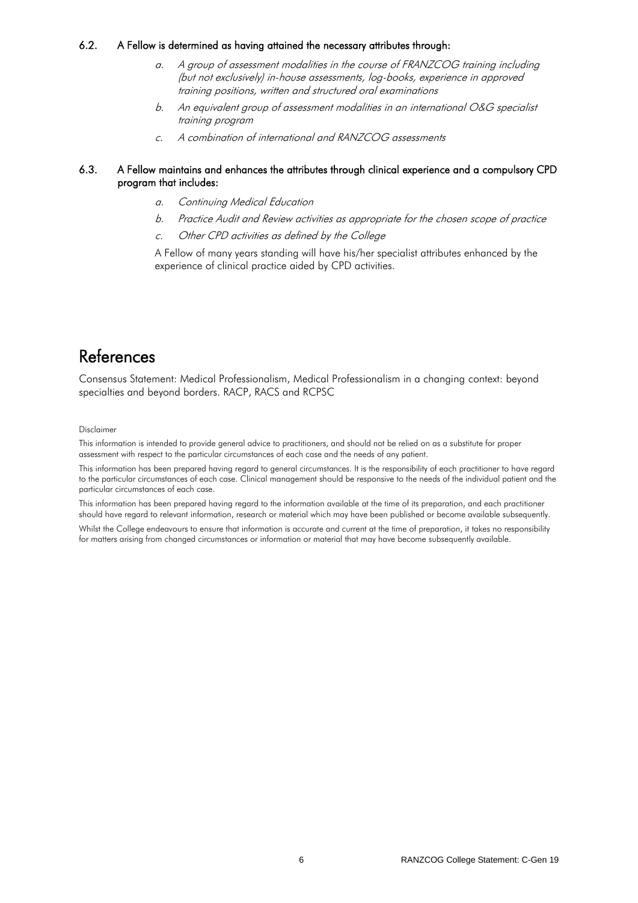**6.2. A Fellow is determined as having attained the necessary attributes through:**

a. *A group of assessment modalities in the course of FRANZCOG training including (but not exclusively) in-house assessments, log-books, experience in approved training positions, written and structured oral examinations*

b. *An equivalent group of assessment modalities in an international O&G specialist training program*

c. *A combination of international and RANZCOG assessments*

**6.3. A Fellow maintains and enhances the attributes through clinical experience and a compulsory CPD program that includes:**

a. *Continuing Medical Education*

b. *Practice Audit and Review activities as appropriate for the chosen scope of practice*

c. *Other CPD activities as defined by the College*

A Fellow of many years standing will have his/her specialist attributes enhanced by the experience of clinical practice aided by CPD activities.

# References

Consensus Statement: Medical Professionalism, Medical Professionalism in a changing context: beyond specialties and beyond borders. RACP, RACS and RCPSC

Disclaimer

This information is intended to provide general advice to practitioners, and should not be relied on as a substitute for proper assessment with respect to the particular circumstances of each case and the needs of any patient.

This information has been prepared having regard to general circumstances. It is the responsibility of each practitioner to have regard to the particular circumstances of each case. Clinical management should be responsive to the needs of the individual patient and the particular circumstances of each case.

This information has been prepared having regard to the information available at the time of its preparation, and each practitioner should have regard to relevant information, research or material which may have been published or become available subsequently.

Whilst the College endeavours to ensure that information is accurate and current at the time of preparation, it takes no responsibility for matters arising from changed circumstances or information or material that may have become subsequently available.